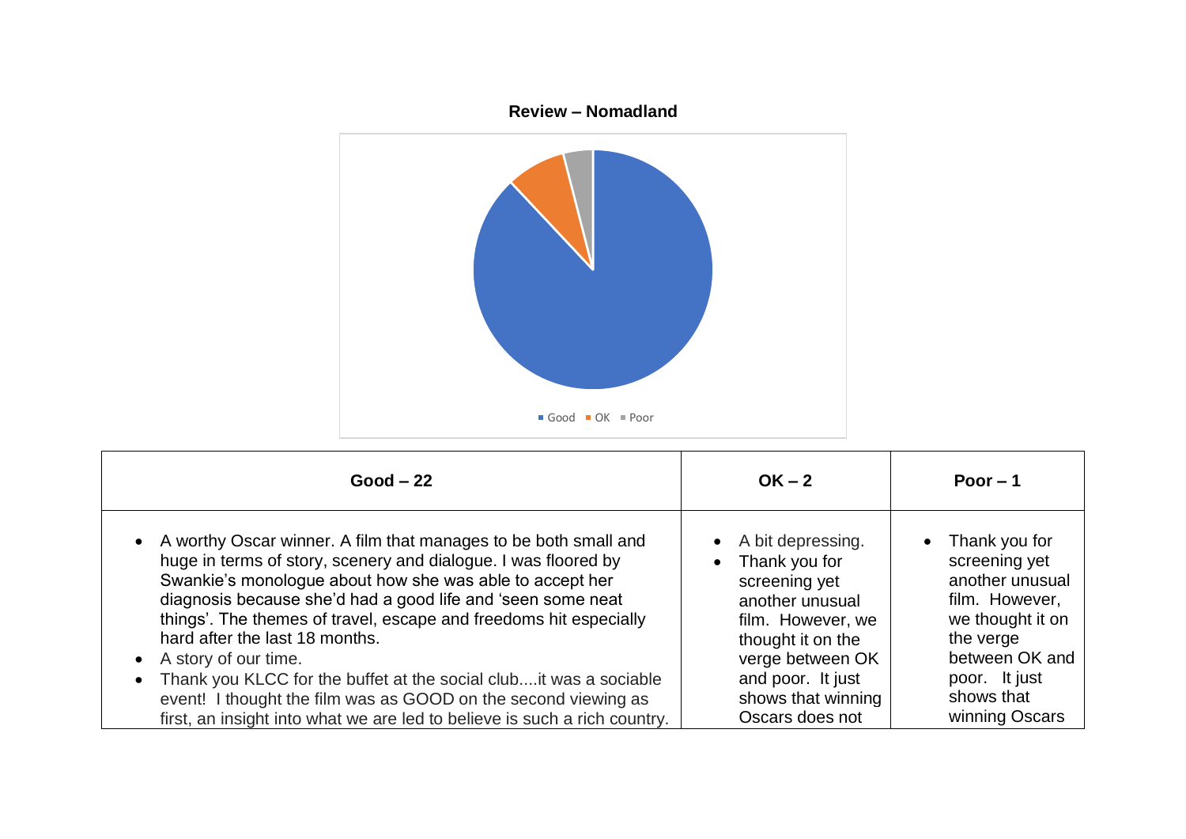**Review – Nomadland**

Good · OK · Poor

| Good – 22 | OK – 2 | Poor – 1 |
|---|---|---|
| • A worthy Oscar winner. A film that manages to be both small and huge in terms of story, scenery and dialogue. I was floored by Swankie's monologue about how she was able to accept her diagnosis because she'd had a good life and 'seen some neat things'. The themes of travel, escape and freedoms hit especially hard after the last 18 months.<br>• A story of our time.<br>• Thank you KLCC for the buffet at the social club....it was a sociable event! I thought the film was as GOOD on the second viewing as first, an insight into what we are led to believe is such a rich country. | • A bit depressing.<br>• Thank you for screening yet another unusual film. However, we thought it on the verge between OK and poor. It just shows that winning Oscars does not | • Thank you for screening yet another unusual film. However, we thought it on the verge between OK and poor. It just shows that winning Oscars |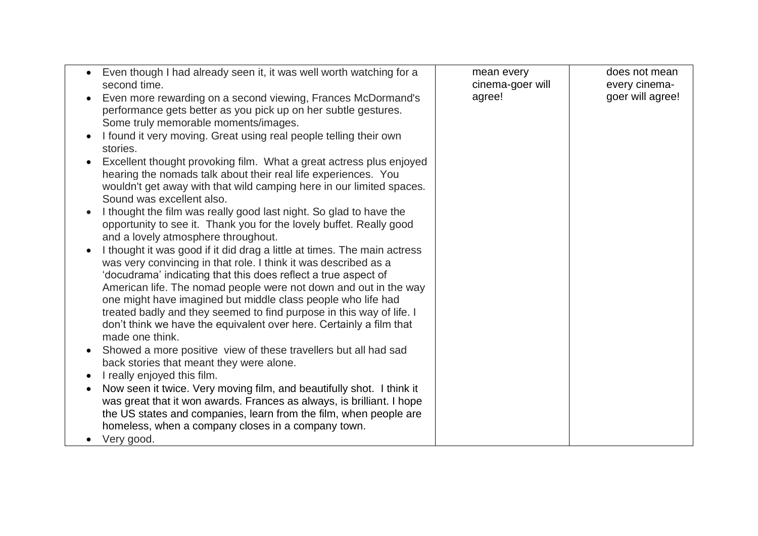| | | |
|---|---|---|
| • Even though I had already seen it, it was well worth watching for a second time.<br>• Even more rewarding on a second viewing, Frances McDormand's performance gets better as you pick up on her subtle gestures. Some truly memorable moments/images.<br>• I found it very moving. Great using real people telling their own stories.<br>• Excellent thought provoking film. What a great actress plus enjoyed hearing the nomads talk about their real life experiences. You wouldn't get away with that wild camping here in our limited spaces. Sound was excellent also.<br>• I thought the film was really good last night. So glad to have the opportunity to see it. Thank you for the lovely buffet. Really good and a lovely atmosphere throughout.<br>• I thought it was good if it did drag a little at times. The main actress was very convincing in that role. I think it was described as a 'docudrama' indicating that this does reflect a true aspect of American life. The nomad people were not down and out in the way one might have imagined but middle class people who life had treated badly and they seemed to find purpose in this way of life. I don't think we have the equivalent over here. Certainly a film that made one think.<br>• Showed a more positive view of these travellers but all had sad back stories that meant they were alone.<br>• I really enjoyed this film.<br>• Now seen it twice. Very moving film, and beautifully shot. I think it was great that it won awards. Frances as always, is brilliant. I hope the US states and companies, learn from the film, when people are homeless, when a company closes in a company town.<br>• Very good. | mean every cinema-goer will agree! | does not mean every cinema-goer will agree! |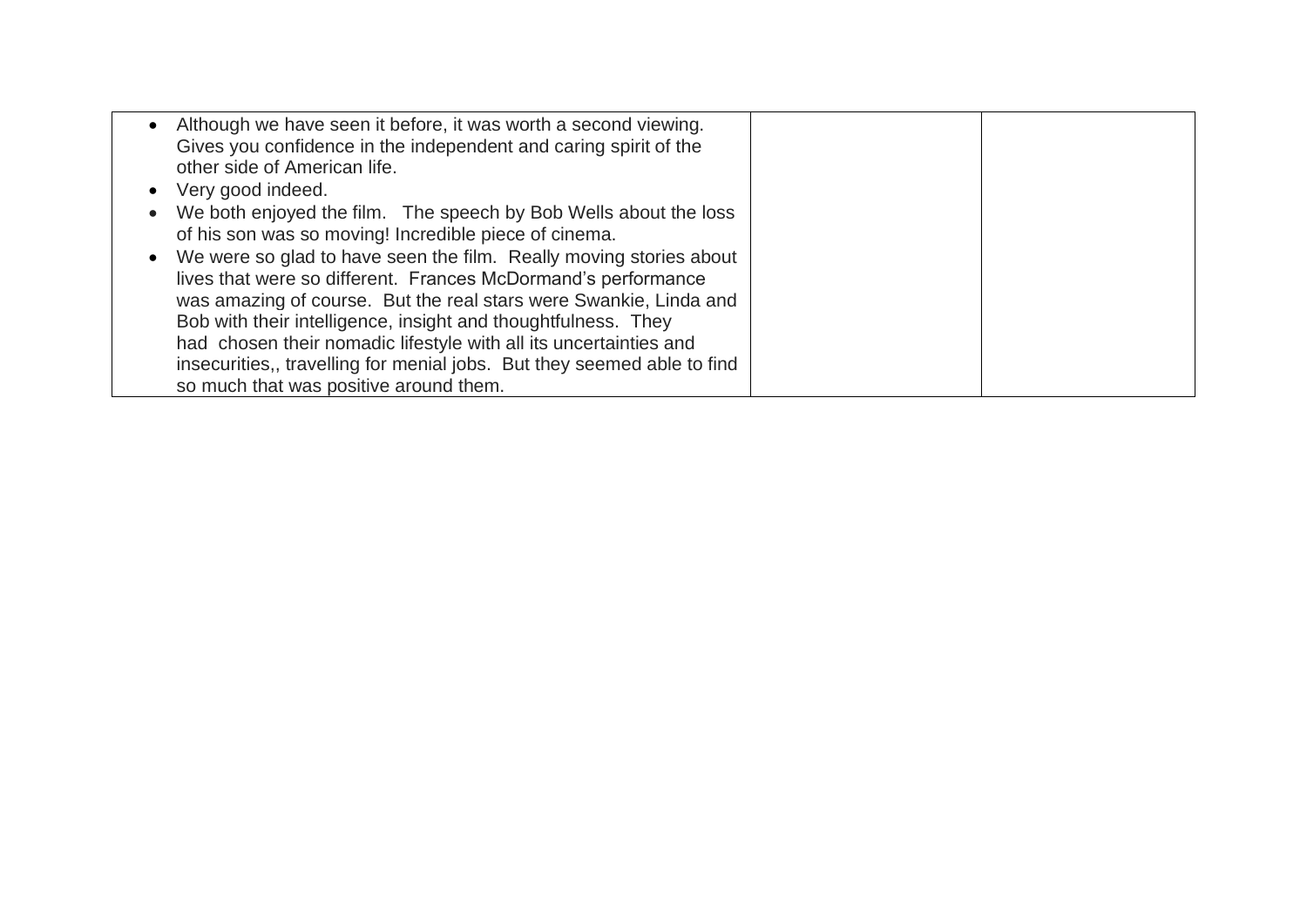| | | |
|---|---|---|
| • Although we have seen it before, it was worth a second viewing. Gives you confidence in the independent and caring spirit of the other side of American life.<br>• Very good indeed.<br>• We both enjoyed the film. The speech by Bob Wells about the loss of his son was so moving! Incredible piece of cinema.<br>• We were so glad to have seen the film. Really moving stories about lives that were so different. Frances McDormand's performance was amazing of course. But the real stars were Swankie, Linda and Bob with their intelligence, insight and thoughtfulness. They had chosen their nomadic lifestyle with all its uncertainties and insecurities,, travelling for menial jobs. But they seemed able to find so much that was positive around them. | | |